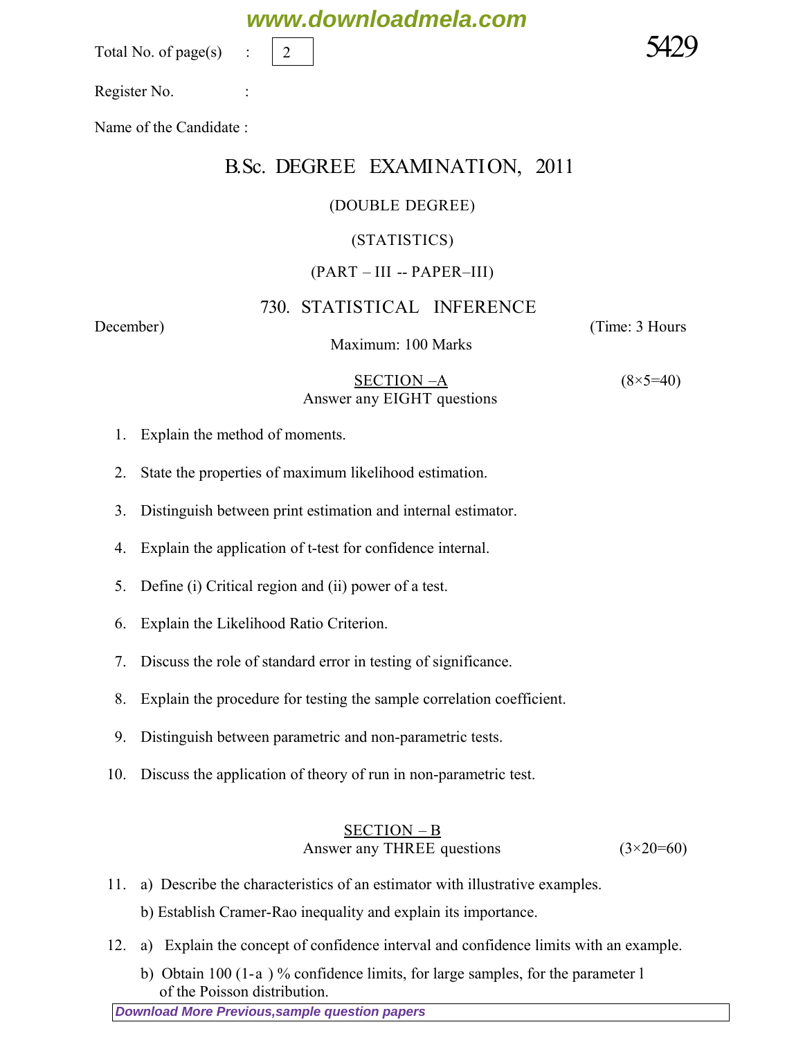Total No. of page(s) : 2

5429

Register No. :

Name of the Candidate :

# B.Sc. DEGREE EXAMINATION, 2011

(DOUBLE DEGREE)

(STATISTICS)

(PART – III -- PAPER–III)

## 730. STATISTICAL INFERENCE

December) (Time: 3 Hours

Maximum: 100 Marks

### SECTION –A (8×5=40)

Answer any EIGHT questions

1. Explain the method of moments.
2. State the properties of maximum likelihood estimation.
3. Distinguish between print estimation and internal estimator.
4. Explain the application of t-test for confidence internal.
5. Define (i) Critical region and (ii) power of a test.
6. Explain the Likelihood Ratio Criterion.
7. Discuss the role of standard error in testing of significance.
8. Explain the procedure for testing the sample correlation coefficient.
9. Distinguish between parametric and non-parametric tests.
10. Discuss the application of theory of run in non-parametric test.

### SECTION – B

Answer any THREE questions (3×20=60)

11. a) Describe the characteristics of an estimator with illustrative examples.

    b) Establish Cramer-Rao inequality and explain its importance.

12. a) Explain the concept of confidence interval and confidence limits with an example.

    b) Obtain 100 (1-a ) % confidence limits, for large samples, for the parameter l of the Poisson distribution.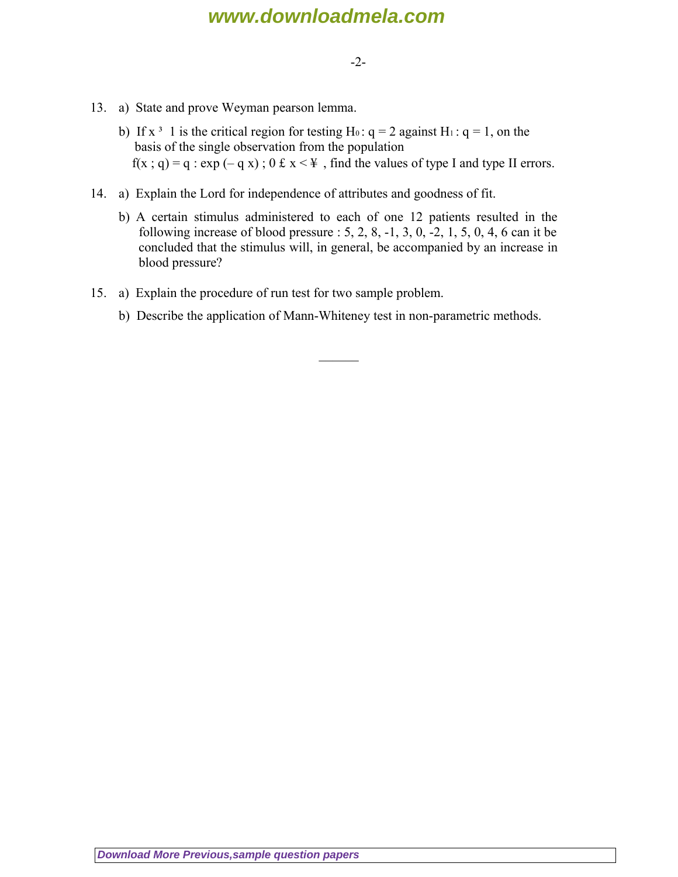13. a) State and prove Weyman pearson lemma.

   b) If x ³ 1 is the critical region for testing $H_0$ : q = 2 against $H_1$ : q = 1, on the basis of the single observation from the population f(x ; q) = q : exp (– q x) ; 0 £ x < ¥ , find the values of type I and type II errors.

14. a) Explain the Lord for independence of attributes and goodness of fit.

   b) A certain stimulus administered to each of one 12 patients resulted in the following increase of blood pressure : 5, 2, 8, -1, 3, 0, -2, 1, 5, 0, 4, 6 can it be concluded that the stimulus will, in general, be accompanied by an increase in blood pressure?

15. a) Explain the procedure of run test for two sample problem.

   b) Describe the application of Mann-Whiteney test in non-parametric methods.